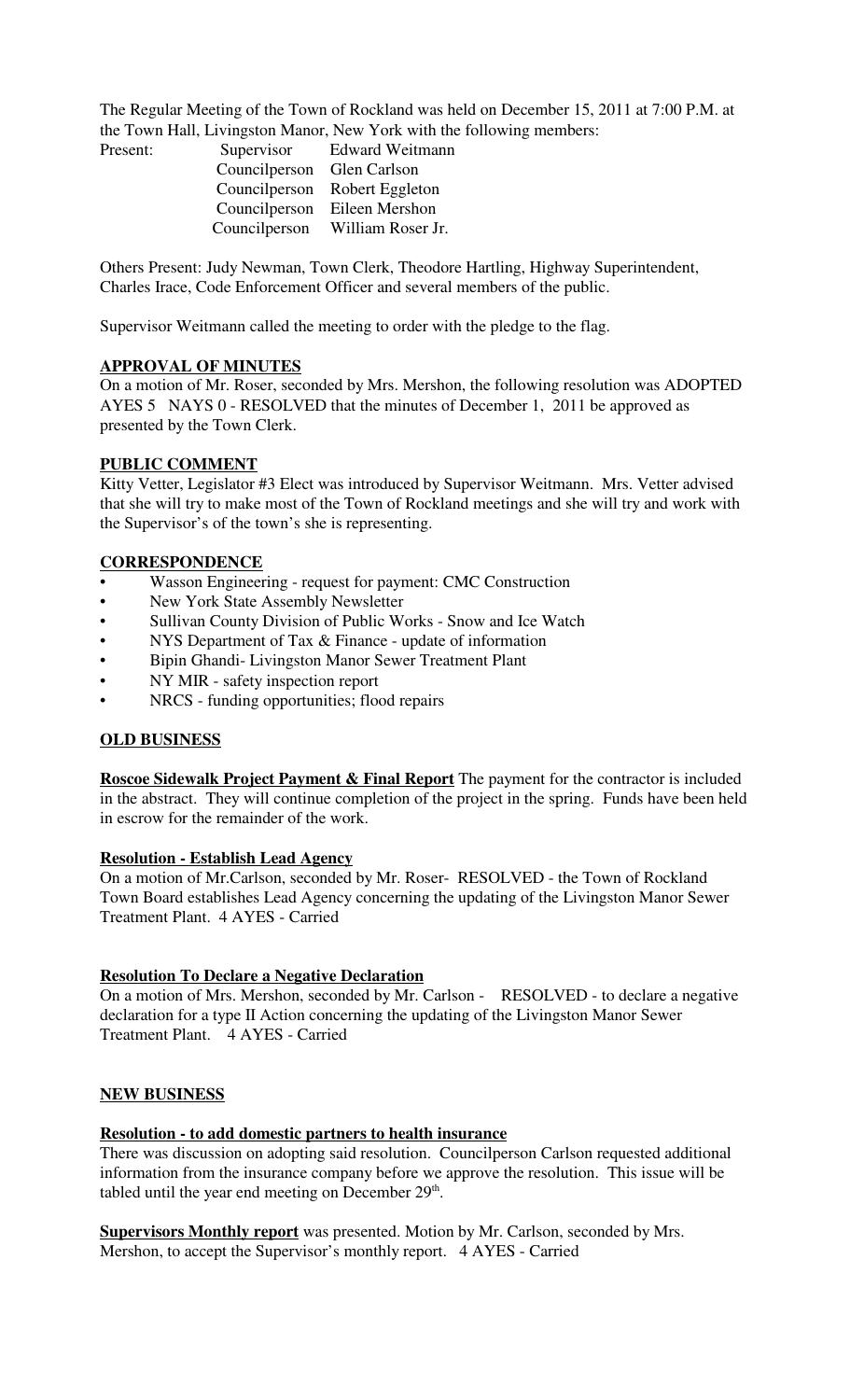The Regular Meeting of the Town of Rockland was held on December 15, 2011 at 7:00 P.M. at the Town Hall, Livingston Manor, New York with the following members:

| Present: | Supervisor | Edward Weitmann |
|---|---|---|
| | Councilperson | Glen Carlson |
| | Councilperson | Robert Eggleton |
| | Councilperson | Eileen Mershon |
| | Councilperson | William Roser Jr. |

Others Present: Judy Newman, Town Clerk, Theodore Hartling, Highway Superintendent, Charles Irace, Code Enforcement Officer and several members of the public.

Supervisor Weitmann called the meeting to order with the pledge to the flag.

## APPROVAL OF MINUTES

On a motion of Mr. Roser, seconded by Mrs. Mershon, the following resolution was ADOPTED AYES 5 NAYS 0 - RESOLVED that the minutes of December 1, 2011 be approved as presented by the Town Clerk.

## PUBLIC COMMENT

Kitty Vetter, Legislator #3 Elect was introduced by Supervisor Weitmann. Mrs. Vetter advised that she will try to make most of the Town of Rockland meetings and she will try and work with the Supervisor's of the town's she is representing.

## CORRESPONDENCE

- Wasson Engineering - request for payment: CMC Construction
- New York State Assembly Newsletter
- Sullivan County Division of Public Works - Snow and Ice Watch
- NYS Department of Tax & Finance - update of information
- Bipin Ghandi- Livingston Manor Sewer Treatment Plant
- NY MIR - safety inspection report
- NRCS - funding opportunities; flood repairs

## OLD BUSINESS

**Roscoe Sidewalk Project Payment & Final Report** The payment for the contractor is included in the abstract. They will continue completion of the project in the spring. Funds have been held in escrow for the remainder of the work.

**Resolution - Establish Lead Agency**

On a motion of Mr.Carlson, seconded by Mr. Roser- RESOLVED - the Town of Rockland Town Board establishes Lead Agency concerning the updating of the Livingston Manor Sewer Treatment Plant. 4 AYES - Carried

**Resolution To Declare a Negative Declaration**

On a motion of Mrs. Mershon, seconded by Mr. Carlson - RESOLVED - to declare a negative declaration for a type II Action concerning the updating of the Livingston Manor Sewer Treatment Plant. 4 AYES - Carried

## NEW BUSINESS

**Resolution - to add domestic partners to health insurance**

There was discussion on adopting said resolution. Councilperson Carlson requested additional information from the insurance company before we approve the resolution. This issue will be tabled until the year end meeting on December 29th.

**Supervisors Monthly report** was presented. Motion by Mr. Carlson, seconded by Mrs. Mershon, to accept the Supervisor's monthly report. 4 AYES - Carried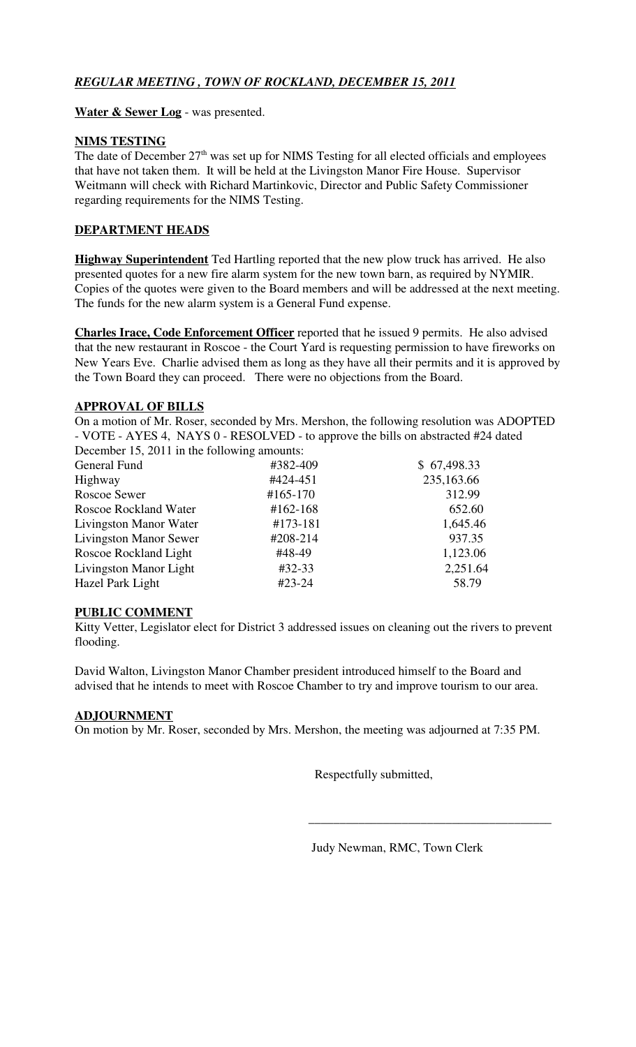***REGULAR MEETING , TOWN OF ROCKLAND, DECEMBER 15, 2011***

**Water & Sewer Log** - was presented.

**NIMS TESTING**

The date of December 27th was set up for NIMS Testing for all elected officials and employees that have not taken them. It will be held at the Livingston Manor Fire House. Supervisor Weitmann will check with Richard Martinkovic, Director and Public Safety Commissioner regarding requirements for the NIMS Testing.

**DEPARTMENT HEADS**

**Highway Superintendent** Ted Hartling reported that the new plow truck has arrived. He also presented quotes for a new fire alarm system for the new town barn, as required by NYMIR. Copies of the quotes were given to the Board members and will be addressed at the next meeting. The funds for the new alarm system is a General Fund expense.

**Charles Irace, Code Enforcement Officer** reported that he issued 9 permits. He also advised that the new restaurant in Roscoe - the Court Yard is requesting permission to have fireworks on New Years Eve. Charlie advised them as long as they have all their permits and it is approved by the Town Board they can proceed. There were no objections from the Board.

**APPROVAL OF BILLS**

On a motion of Mr. Roser, seconded by Mrs. Mershon, the following resolution was ADOPTED - VOTE - AYES 4, NAYS 0 - RESOLVED - to approve the bills on abstracted #24 dated December 15, 2011 in the following amounts:

| | | |
|---|---|---|
| General Fund | #382-409 | $ 67,498.33 |
| Highway | #424-451 | 235,163.66 |
| Roscoe Sewer | #165-170 | 312.99 |
| Roscoe Rockland Water | #162-168 | 652.60 |
| Livingston Manor Water | #173-181 | 1,645.46 |
| Livingston Manor Sewer | #208-214 | 937.35 |
| Roscoe Rockland Light | #48-49 | 1,123.06 |
| Livingston Manor Light | #32-33 | 2,251.64 |
| Hazel Park Light | #23-24 | 58.79 |

**PUBLIC COMMENT**

Kitty Vetter, Legislator elect for District 3 addressed issues on cleaning out the rivers to prevent flooding.

David Walton, Livingston Manor Chamber president introduced himself to the Board and advised that he intends to meet with Roscoe Chamber to try and improve tourism to our area.

**ADJOURNMENT**

On motion by Mr. Roser, seconded by Mrs. Mershon, the meeting was adjourned at 7:35 PM.

Respectfully submitted,

\_\_\_\_\_\_\_\_\_\_\_\_\_\_\_\_\_\_\_\_\_\_\_\_\_\_\_\_\_\_\_\_\_\_\_\_\_\_\_\_

Judy Newman, RMC, Town Clerk